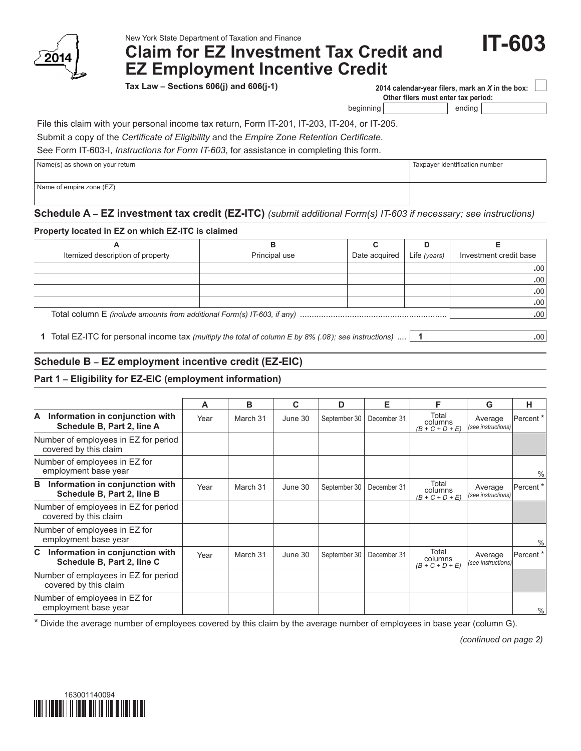New York State Department of Taxation and Finance

# Claim for EZ Investment Tax Credit and EZ Employment Incentive Credit

**IT-603**

2014

**Tax Law – Sections 606(j) and 606(j-1)**

**2014 calendar-year filers, mark an *X* in the box:** ☐

**Other filers must enter tax period:**

beginning ________ ending ________

File this claim with your personal income tax return, Form IT-201, IT-203, IT-204, or IT-205.

Submit a copy of the *Certificate of Eligibility* and the *Empire Zone Retention Certificate*.

See Form IT-603-I, *Instructions for Form IT-603*, for assistance in completing this form.

| Name(s) as shown on your return | Taxpayer identification number |
|---|---|
| | |
| Name of empire zone (EZ) | |

## Schedule A – EZ investment tax credit (EZ-ITC) *(submit additional Form(s) IT-603 if necessary; see instructions)*

**Property located in EZ on which EZ-ITC is claimed**

| A<br>Itemized description of property | B<br>Principal use | C<br>Date acquired | D<br>Life *(years)* | E<br>Investment credit base |
|---|---|---|---|---|
| | | | | .00 |
| | | | | .00 |
| | | | | .00 |
| | | | | .00 |
| Total column E *(include amounts from additional Form(s) IT-603, if any)* | | | | .00 |

**1** Total EZ-ITC for personal income tax *(multiply the total of column E by 8% (.08); see instructions)* .... **1** .00

## Schedule B – EZ employment incentive credit (EZ-EIC)

### Part 1 – Eligibility for EZ-EIC (employment information)

| | A | B | C | D | E | F | G | H |
|---|---|---|---|---|---|---|---|---|
| **A Information in conjunction with Schedule B, Part 2, line A** | Year | March 31 | June 30 | September 30 | December 31 | Total columns *(B + C + D + E)* | Average *(see instructions)* | Percent * |
| Number of employees in EZ for period covered by this claim | | | | | | | | |
| Number of employees in EZ for employment base year | | | | | | | | % |
| **B Information in conjunction with Schedule B, Part 2, line B** | Year | March 31 | June 30 | September 30 | December 31 | Total columns *(B + C + D + E)* | Average *(see instructions)* | Percent * |
| Number of employees in EZ for period covered by this claim | | | | | | | | |
| Number of employees in EZ for employment base year | | | | | | | | % |
| **C Information in conjunction with Schedule B, Part 2, line C** | Year | March 31 | June 30 | September 30 | December 31 | Total columns *(B + C + D + E)* | Average *(see instructions)* | Percent * |
| Number of employees in EZ for period covered by this claim | | | | | | | | |
| Number of employees in EZ for employment base year | | | | | | | | % |

\* Divide the average number of employees covered by this claim by the average number of employees in base year (column G).

*(continued on page 2)*

163001140094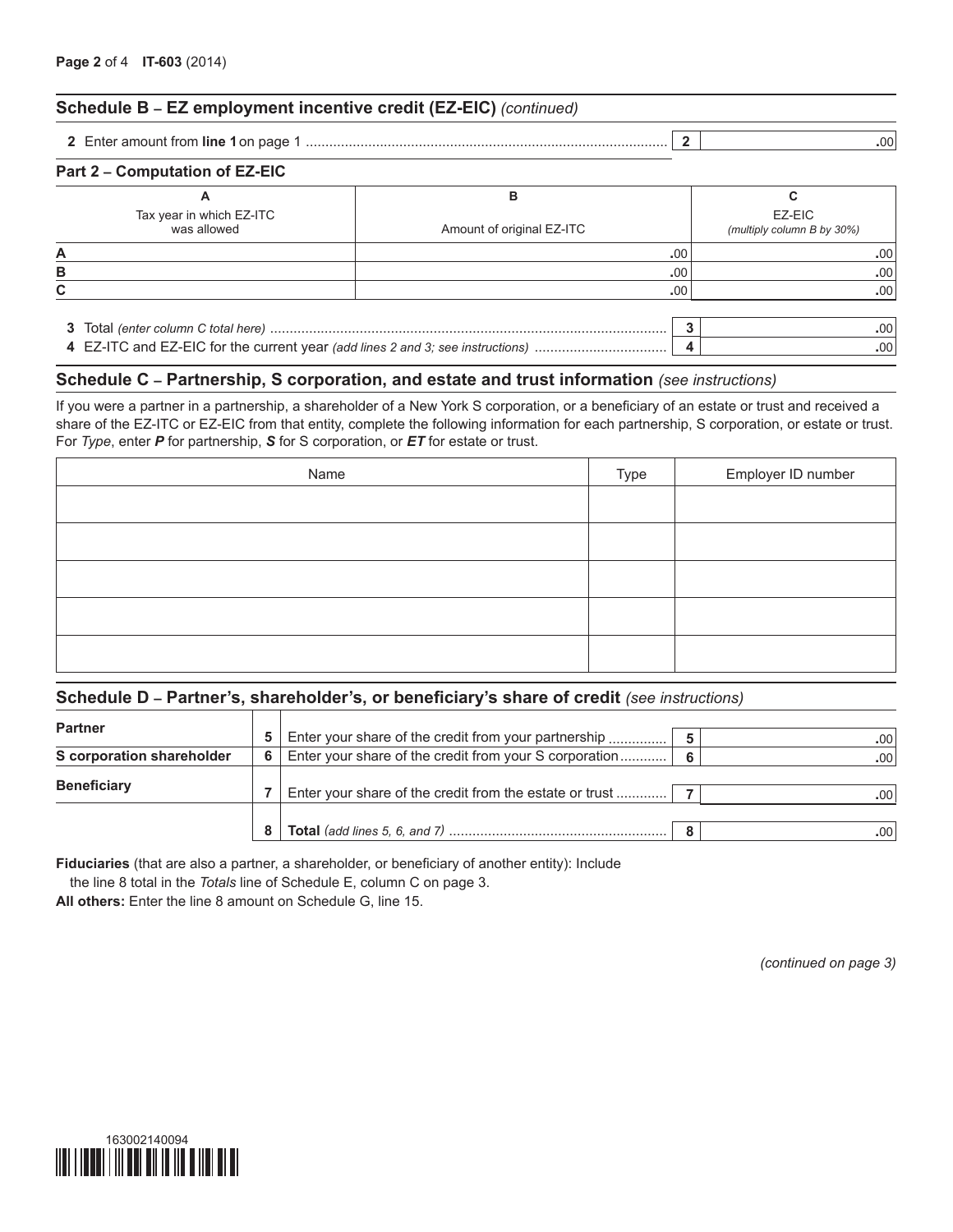## Schedule B – EZ employment incentive credit (EZ-EIC) *(continued)*

| | | | |
|---|---|---|---|
| **2** | Enter amount from **line 1** on page 1 | **2** | .00 |

### Part 2 – Computation of EZ-EIC

| | A<br>Tax year in which EZ-ITC was allowed | B<br>Amount of original EZ-ITC | C<br>EZ-EIC<br>*(multiply column B by 30%)* |
|---|---|---|---|
| **A** | | .00 | .00 |
| **B** | | .00 | .00 |
| **C** | | .00 | .00 |

| | | | |
|---|---|---|---|
| **3** | Total *(enter column C total here)* | **3** | .00 |
| **4** | EZ-ITC and EZ-EIC for the current year *(add lines 2 and 3; see instructions)* | **4** | .00 |

## Schedule C – Partnership, S corporation, and estate and trust information *(see instructions)*

If you were a partner in a partnership, a shareholder of a New York S corporation, or a beneficiary of an estate or trust and received a share of the EZ-ITC or EZ-EIC from that entity, complete the following information for each partnership, S corporation, or estate or trust. For *Type*, enter ***P*** for partnership, ***S*** for S corporation, or ***ET*** for estate or trust.

| Name | Type | Employer ID number |
|---|---|---|
| | | |
| | | |
| | | |
| | | |
| | | |

## Schedule D – Partner's, shareholder's, or beneficiary's share of credit *(see instructions)*

| | | | | |
|---|---|---|---|---|
| **Partner** | **5** | Enter your share of the credit from your partnership | **5** | .00 |
| **S corporation shareholder** | **6** | Enter your share of the credit from your S corporation | **6** | .00 |
| **Beneficiary** | **7** | Enter your share of the credit from the estate or trust | **7** | .00 |
| | **8** | **Total** *(add lines 5, 6, and 7)* | **8** | .00 |

**Fiduciaries** (that are also a partner, a shareholder, or beneficiary of another entity): Include the line 8 total in the *Totals* line of Schedule E, column C on page 3.

**All others:** Enter the line 8 amount on Schedule G, line 15.

*(continued on page 3)*

163002140094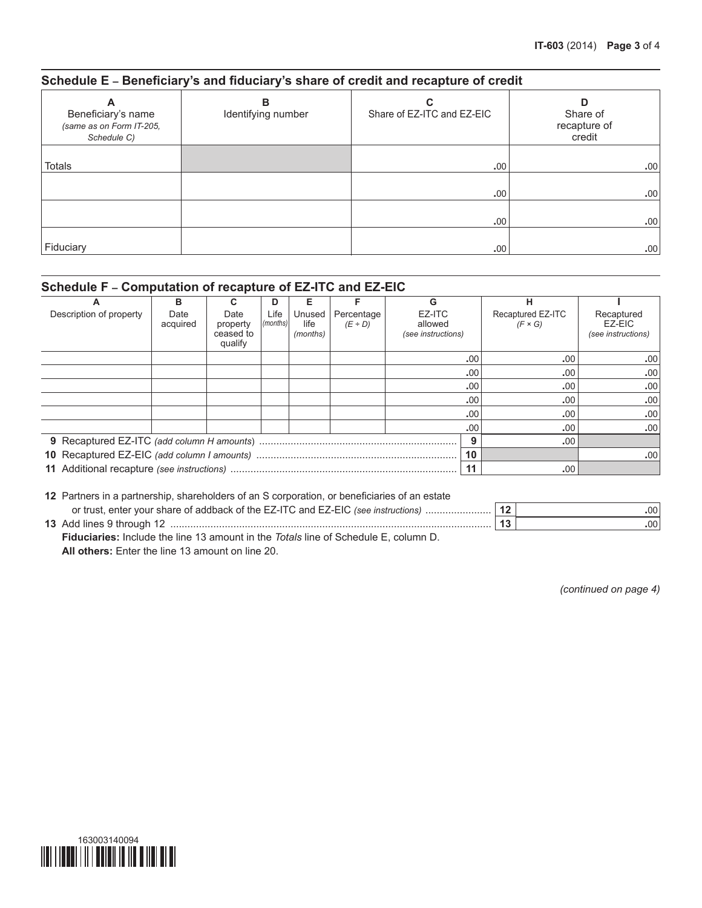## Schedule E – Beneficiary's and fiduciary's share of credit and recapture of credit

| A<br>Beneficiary's name<br>*(same as on Form IT-205, Schedule C)* | B<br>Identifying number | C<br>Share of EZ-ITC and EZ-EIC | D<br>Share of recapture of credit |
|---|---|---|---|
| Totals | | .00 | .00 |
| | | .00 | .00 |
| | | .00 | .00 |
| Fiduciary | | .00 | .00 |

## Schedule F – Computation of recapture of EZ-ITC and EZ-EIC

| A<br>Description of property | B<br>Date acquired | C<br>Date property ceased to qualify | D<br>Life *(months)* | E<br>Unused life *(months)* | F<br>Percentage *(E ÷ D)* | G<br>EZ-ITC allowed *(see instructions)* | H<br>Recaptured EZ-ITC *(F × G)* | I<br>Recaptured EZ-EIC *(see instructions)* |
|---|---|---|---|---|---|---|---|---|
| | | | | | | .00 | .00 | .00 |
| | | | | | | .00 | .00 | .00 |
| | | | | | | .00 | .00 | .00 |
| | | | | | | .00 | .00 | .00 |
| | | | | | | .00 | .00 | .00 |
| | | | | | | .00 | .00 | .00 |

| Line | Description | | Amount H | Amount I |
|---|---|---|---|---|
| 9 | Recaptured EZ-ITC *(add column H amounts)* | 9 | .00 | |
| 10 | Recaptured EZ-EIC *(add column I amounts)* | 10 | | .00 |
| 11 | Additional recapture *(see instructions)* | 11 | .00 | |

**12** Partners in a partnership, shareholders of an S corporation, or beneficiaries of an estate or trust, enter your share of addback of the EZ-ITC and EZ-EIC *(see instructions)* .......... **12** .00

**13** Add lines 9 through 12 .......... **13** .00

**Fiduciaries:** Include the line 13 amount in the *Totals* line of Schedule E, column D.

**All others:** Enter the line 13 amount on line 20.

*(continued on page 4)*

163003140094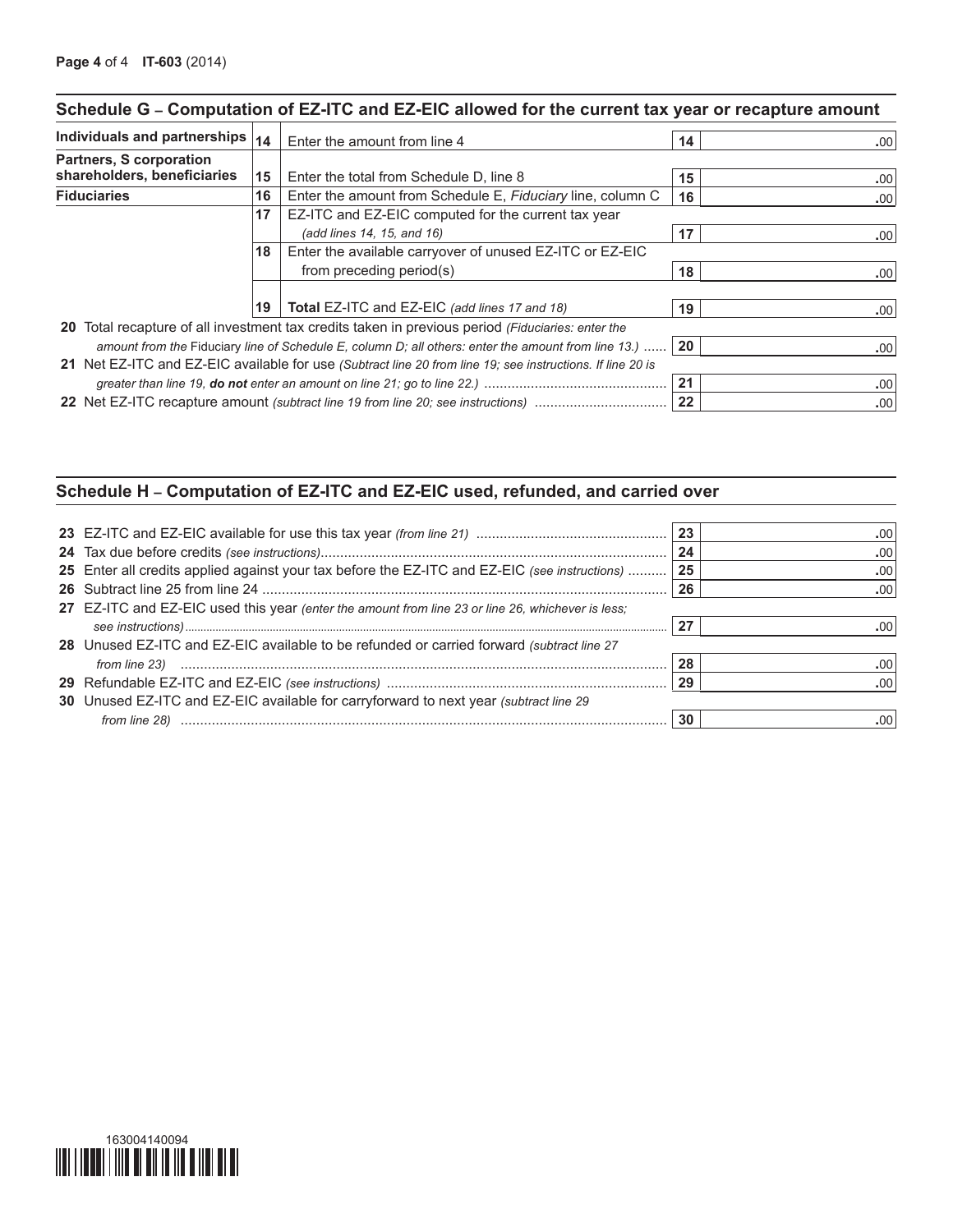## Schedule G – Computation of EZ-ITC and EZ-EIC allowed for the current tax year or recapture amount

| | | | | |
|---|---|---|---|---|
| **Individuals and partnerships** | 14 | Enter the amount from line 4 | 14 | .00 |
| **Partners, S corporation shareholders, beneficiaries** | 15 | Enter the total from Schedule D, line 8 | 15 | .00 |
| **Fiduciaries** | 16 | Enter the amount from Schedule E, *Fiduciary* line, column C | 16 | .00 |
| | 17 | EZ-ITC and EZ-EIC computed for the current tax year *(add lines 14, 15, and 16)* | 17 | .00 |
| | 18 | Enter the available carryover of unused EZ-ITC or EZ-EIC from preceding period(s) | 18 | .00 |
| | 19 | **Total** EZ-ITC and EZ-EIC *(add lines 17 and 18)* | 19 | .00 |

| | | |
|---|---|---|
| **20** Total recapture of all investment tax credits taken in previous period *(Fiduciaries: enter the amount from the* Fiduciary *line of Schedule E, column D; all others: enter the amount from line 13.)* | 20 | .00 |
| **21** Net EZ-ITC and EZ-EIC available for use *(Subtract line 20 from line 19; see instructions. If line 20 is greater than line 19,* ***do not*** *enter an amount on line 21; go to line 22.)* | 21 | .00 |
| **22** Net EZ-ITC recapture amount *(subtract line 19 from line 20; see instructions)* | 22 | .00 |

## Schedule H – Computation of EZ-ITC and EZ-EIC used, refunded, and carried over

| | | |
|---|---|---|
| **23** EZ-ITC and EZ-EIC available for use this tax year *(from line 21)* | 23 | .00 |
| **24** Tax due before credits *(see instructions)* | 24 | .00 |
| **25** Enter all credits applied against your tax before the EZ-ITC and EZ-EIC *(see instructions)* | 25 | .00 |
| **26** Subtract line 25 from line 24 | 26 | .00 |
| **27** EZ-ITC and EZ-EIC used this year *(enter the amount from line 23 or line 26, whichever is less; see instructions)* | 27 | .00 |
| **28** Unused EZ-ITC and EZ-EIC available to be refunded or carried forward *(subtract line 27 from line 23)* | 28 | .00 |
| **29** Refundable EZ-ITC and EZ-EIC *(see instructions)* | 29 | .00 |
| **30** Unused EZ-ITC and EZ-EIC available for carryforward to next year *(subtract line 29 from line 28)* | 30 | .00 |

163004140094